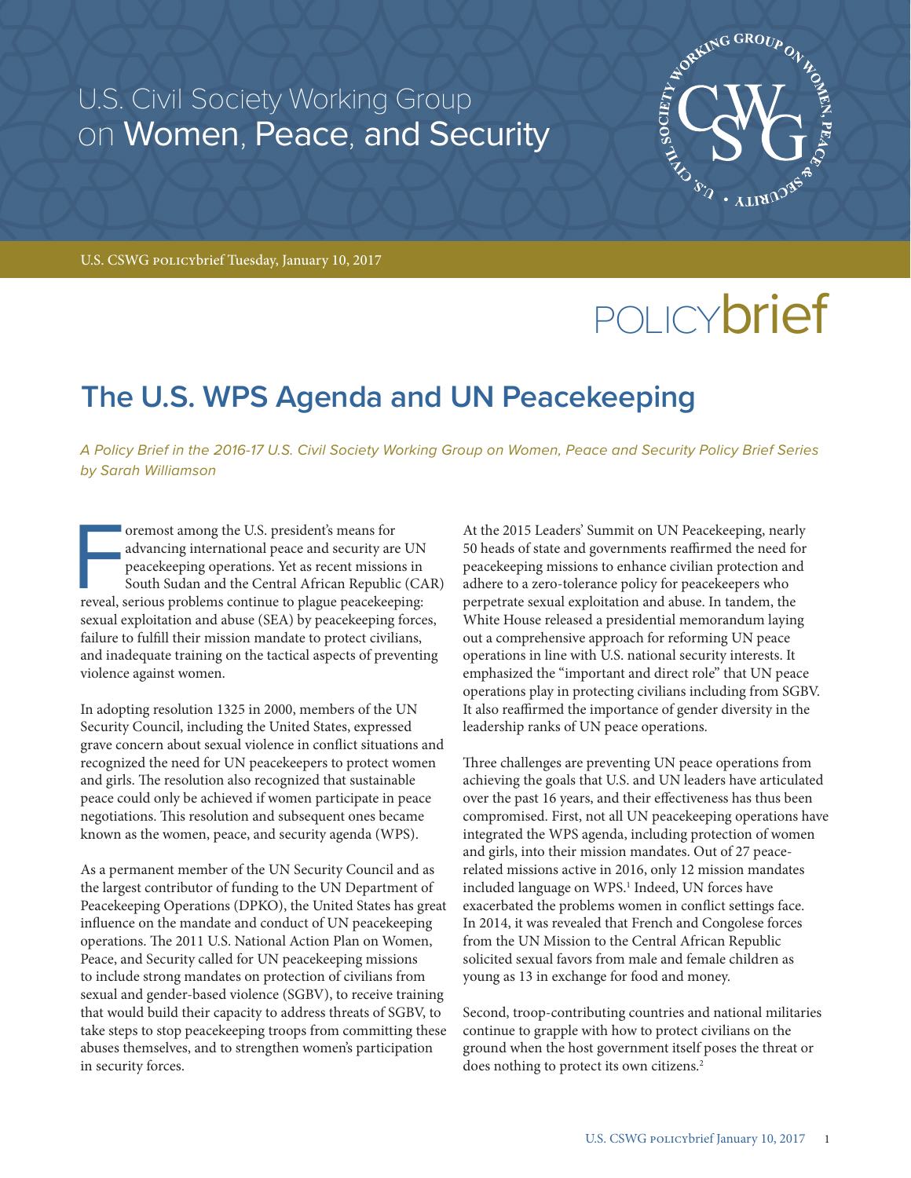U.S. Civil Society Working Group on Women, Peace, and Security

U.S. CSWG POLICYbrief Tuesday, January 10, 2017

POLICYbrief

# The U.S. WPS Agenda and UN Peacekeeping

*A Policy Brief in the 2016-17 U.S. Civil Society Working Group on Women, Peace and Security Policy Brief Series by Sarah Williamson*

Foremost among the U.S. president's means for advancing international peace and security are UN peacekeeping operations. Yet as recent missions in South Sudan and the Central African Republic (CAR) reveal, serious problems continue to plague peacekeeping: sexual exploitation and abuse (SEA) by peacekeeping forces, failure to fulfill their mission mandate to protect civilians, and inadequate training on the tactical aspects of preventing violence against women.

In adopting resolution 1325 in 2000, members of the UN Security Council, including the United States, expressed grave concern about sexual violence in conflict situations and recognized the need for UN peacekeepers to protect women and girls. The resolution also recognized that sustainable peace could only be achieved if women participate in peace negotiations. This resolution and subsequent ones became known as the women, peace, and security agenda (WPS).

As a permanent member of the UN Security Council and as the largest contributor of funding to the UN Department of Peacekeeping Operations (DPKO), the United States has great influence on the mandate and conduct of UN peacekeeping operations. The 2011 U.S. National Action Plan on Women, Peace, and Security called for UN peacekeeping missions to include strong mandates on protection of civilians from sexual and gender-based violence (SGBV), to receive training that would build their capacity to address threats of SGBV, to take steps to stop peacekeeping troops from committing these abuses themselves, and to strengthen women's participation in security forces.

At the 2015 Leaders' Summit on UN Peacekeeping, nearly 50 heads of state and governments reaffirmed the need for peacekeeping missions to enhance civilian protection and adhere to a zero-tolerance policy for peacekeepers who perpetrate sexual exploitation and abuse. In tandem, the White House released a presidential memorandum laying out a comprehensive approach for reforming UN peace operations in line with U.S. national security interests. It emphasized the "important and direct role" that UN peace operations play in protecting civilians including from SGBV. It also reaffirmed the importance of gender diversity in the leadership ranks of UN peace operations.

Three challenges are preventing UN peace operations from achieving the goals that U.S. and UN leaders have articulated over the past 16 years, and their effectiveness has thus been compromised. First, not all UN peacekeeping operations have integrated the WPS agenda, including protection of women and girls, into their mission mandates. Out of 27 peace-related missions active in 2016, only 12 mission mandates included language on WPS.[1] Indeed, UN forces have exacerbated the problems women in conflict settings face. In 2014, it was revealed that French and Congolese forces from the UN Mission to the Central African Republic solicited sexual favors from male and female children as young as 13 in exchange for food and money.

Second, troop-contributing countries and national militaries continue to grapple with how to protect civilians on the ground when the host government itself poses the threat or does nothing to protect its own citizens.[2]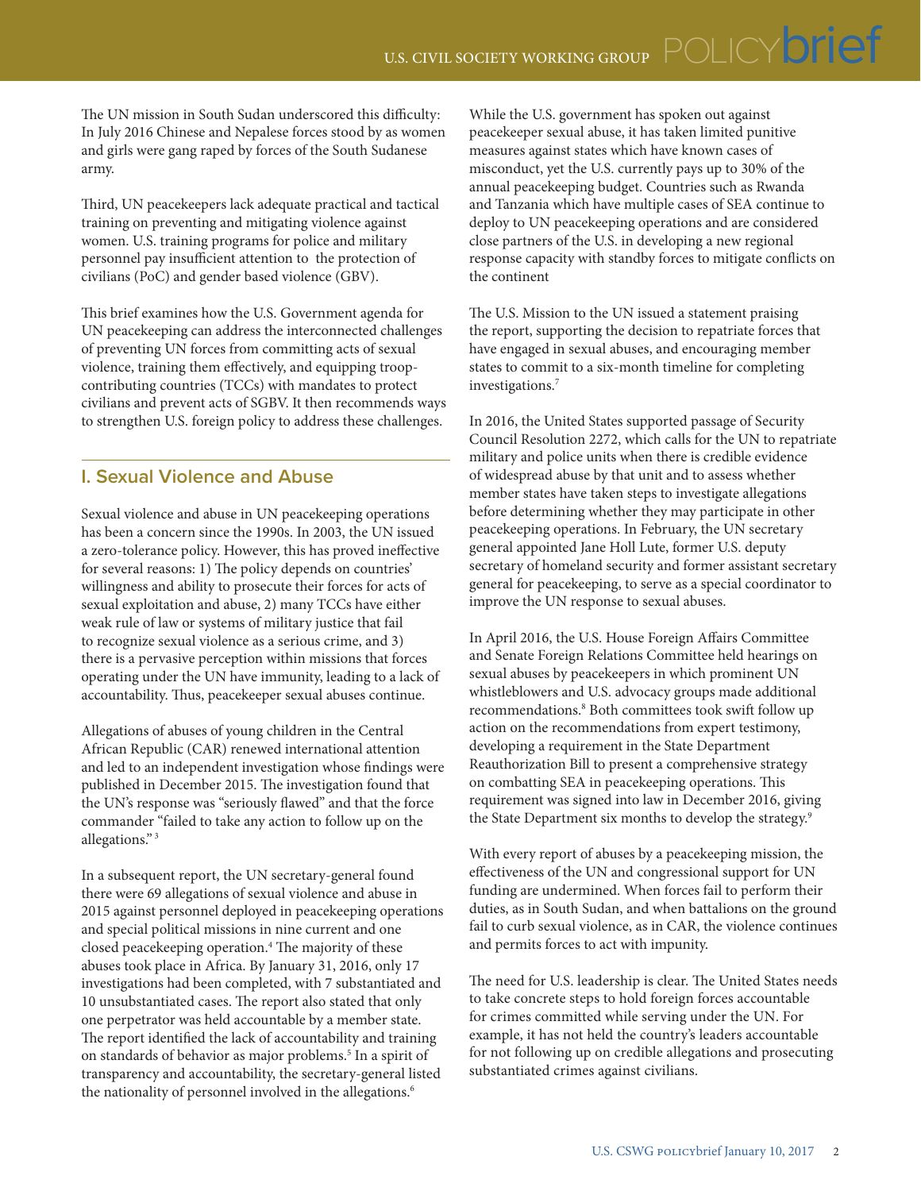The UN mission in South Sudan underscored this difficulty: In July 2016 Chinese and Nepalese forces stood by as women and girls were gang raped by forces of the South Sudanese army.

Third, UN peacekeepers lack adequate practical and tactical training on preventing and mitigating violence against women. U.S. training programs for police and military personnel pay insufficient attention to the protection of civilians (PoC) and gender based violence (GBV).

This brief examines how the U.S. Government agenda for UN peacekeeping can address the interconnected challenges of preventing UN forces from committing acts of sexual violence, training them effectively, and equipping troop-contributing countries (TCCs) with mandates to protect civilians and prevent acts of SGBV. It then recommends ways to strengthen U.S. foreign policy to address these challenges.

## I. Sexual Violence and Abuse

Sexual violence and abuse in UN peacekeeping operations has been a concern since the 1990s. In 2003, the UN issued a zero-tolerance policy. However, this has proved ineffective for several reasons: 1) The policy depends on countries' willingness and ability to prosecute their forces for acts of sexual exploitation and abuse, 2) many TCCs have either weak rule of law or systems of military justice that fail to recognize sexual violence as a serious crime, and 3) there is a pervasive perception within missions that forces operating under the UN have immunity, leading to a lack of accountability. Thus, peacekeeper sexual abuses continue.

Allegations of abuses of young children in the Central African Republic (CAR) renewed international attention and led to an independent investigation whose findings were published in December 2015. The investigation found that the UN's response was "seriously flawed" and that the force commander "failed to take any action to follow up on the allegations." [3]

In a subsequent report, the UN secretary-general found there were 69 allegations of sexual violence and abuse in 2015 against personnel deployed in peacekeeping operations and special political missions in nine current and one closed peacekeeping operation.[4] The majority of these abuses took place in Africa. By January 31, 2016, only 17 investigations had been completed, with 7 substantiated and 10 unsubstantiated cases. The report also stated that only one perpetrator was held accountable by a member state. The report identified the lack of accountability and training on standards of behavior as major problems.[5] In a spirit of transparency and accountability, the secretary-general listed the nationality of personnel involved in the allegations.[6]

While the U.S. government has spoken out against peacekeeper sexual abuse, it has taken limited punitive measures against states which have known cases of misconduct, yet the U.S. currently pays up to 30% of the annual peacekeeping budget. Countries such as Rwanda and Tanzania which have multiple cases of SEA continue to deploy to UN peacekeeping operations and are considered close partners of the U.S. in developing a new regional response capacity with standby forces to mitigate conflicts on the continent

The U.S. Mission to the UN issued a statement praising the report, supporting the decision to repatriate forces that have engaged in sexual abuses, and encouraging member states to commit to a six-month timeline for completing investigations.[7]

In 2016, the United States supported passage of Security Council Resolution 2272, which calls for the UN to repatriate military and police units when there is credible evidence of widespread abuse by that unit and to assess whether member states have taken steps to investigate allegations before determining whether they may participate in other peacekeeping operations. In February, the UN secretary general appointed Jane Holl Lute, former U.S. deputy secretary of homeland security and former assistant secretary general for peacekeeping, to serve as a special coordinator to improve the UN response to sexual abuses.

In April 2016, the U.S. House Foreign Affairs Committee and Senate Foreign Relations Committee held hearings on sexual abuses by peacekeepers in which prominent UN whistleblowers and U.S. advocacy groups made additional recommendations.[8] Both committees took swift follow up action on the recommendations from expert testimony, developing a requirement in the State Department Reauthorization Bill to present a comprehensive strategy on combatting SEA in peacekeeping operations. This requirement was signed into law in December 2016, giving the State Department six months to develop the strategy.[9]

With every report of abuses by a peacekeeping mission, the effectiveness of the UN and congressional support for UN funding are undermined. When forces fail to perform their duties, as in South Sudan, and when battalions on the ground fail to curb sexual violence, as in CAR, the violence continues and permits forces to act with impunity.

The need for U.S. leadership is clear. The United States needs to take concrete steps to hold foreign forces accountable for crimes committed while serving under the UN. For example, it has not held the country's leaders accountable for not following up on credible allegations and prosecuting substantiated crimes against civilians.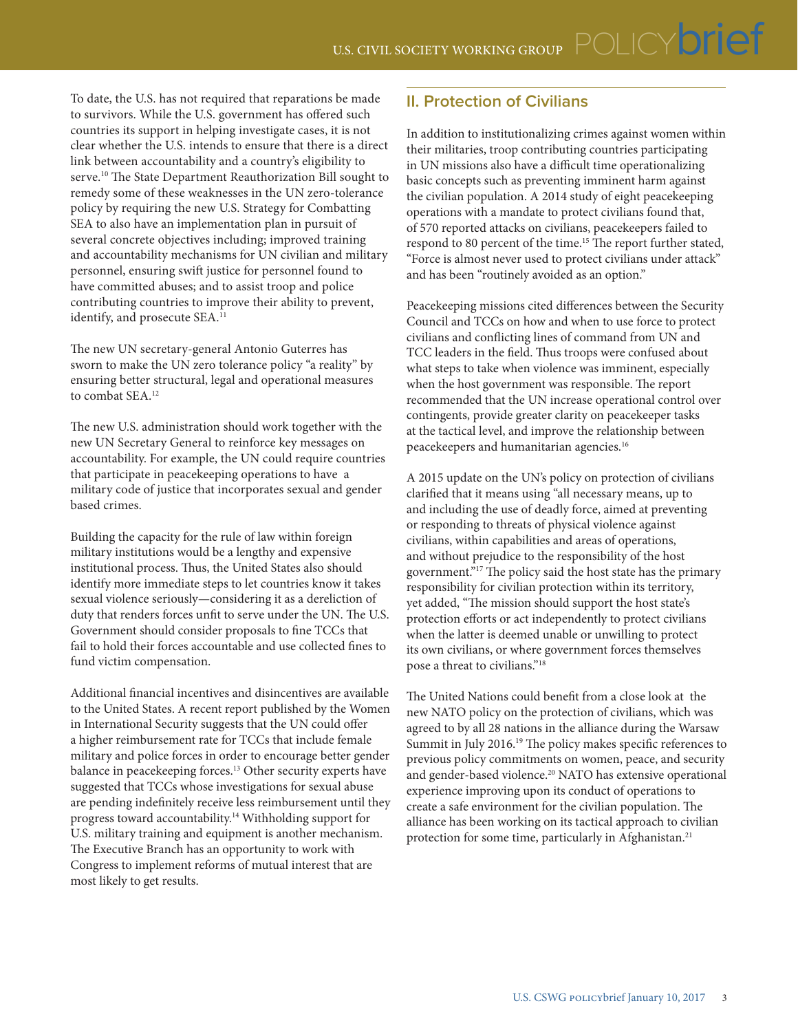To date, the U.S. has not required that reparations be made to survivors. While the U.S. government has offered such countries its support in helping investigate cases, it is not clear whether the U.S. intends to ensure that there is a direct link between accountability and a country's eligibility to serve.[10] The State Department Reauthorization Bill sought to remedy some of these weaknesses in the UN zero-tolerance policy by requiring the new U.S. Strategy for Combatting SEA to also have an implementation plan in pursuit of several concrete objectives including; improved training and accountability mechanisms for UN civilian and military personnel, ensuring swift justice for personnel found to have committed abuses; and to assist troop and police contributing countries to improve their ability to prevent, identify, and prosecute SEA.[11]

The new UN secretary-general Antonio Guterres has sworn to make the UN zero tolerance policy "a reality" by ensuring better structural, legal and operational measures to combat SEA.[12]

The new U.S. administration should work together with the new UN Secretary General to reinforce key messages on accountability. For example, the UN could require countries that participate in peacekeeping operations to have a military code of justice that incorporates sexual and gender based crimes.

Building the capacity for the rule of law within foreign military institutions would be a lengthy and expensive institutional process. Thus, the United States also should identify more immediate steps to let countries know it takes sexual violence seriously—considering it as a dereliction of duty that renders forces unfit to serve under the UN. The U.S. Government should consider proposals to fine TCCs that fail to hold their forces accountable and use collected fines to fund victim compensation.

Additional financial incentives and disincentives are available to the United States. A recent report published by the Women in International Security suggests that the UN could offer a higher reimbursement rate for TCCs that include female military and police forces in order to encourage better gender balance in peacekeeping forces.[13] Other security experts have suggested that TCCs whose investigations for sexual abuse are pending indefinitely receive less reimbursement until they progress toward accountability.[14] Withholding support for U.S. military training and equipment is another mechanism. The Executive Branch has an opportunity to work with Congress to implement reforms of mutual interest that are most likely to get results.

## II. Protection of Civilians

In addition to institutionalizing crimes against women within their militaries, troop contributing countries participating in UN missions also have a difficult time operationalizing basic concepts such as preventing imminent harm against the civilian population. A 2014 study of eight peacekeeping operations with a mandate to protect civilians found that, of 570 reported attacks on civilians, peacekeepers failed to respond to 80 percent of the time.[15] The report further stated, "Force is almost never used to protect civilians under attack" and has been "routinely avoided as an option."

Peacekeeping missions cited differences between the Security Council and TCCs on how and when to use force to protect civilians and conflicting lines of command from UN and TCC leaders in the field. Thus troops were confused about what steps to take when violence was imminent, especially when the host government was responsible. The report recommended that the UN increase operational control over contingents, provide greater clarity on peacekeeper tasks at the tactical level, and improve the relationship between peacekeepers and humanitarian agencies.[16]

A 2015 update on the UN's policy on protection of civilians clarified that it means using "all necessary means, up to and including the use of deadly force, aimed at preventing or responding to threats of physical violence against civilians, within capabilities and areas of operations, and without prejudice to the responsibility of the host government."[17] The policy said the host state has the primary responsibility for civilian protection within its territory, yet added, "The mission should support the host state's protection efforts or act independently to protect civilians when the latter is deemed unable or unwilling to protect its own civilians, or where government forces themselves pose a threat to civilians."[18]

The United Nations could benefit from a close look at the new NATO policy on the protection of civilians, which was agreed to by all 28 nations in the alliance during the Warsaw Summit in July 2016.[19] The policy makes specific references to previous policy commitments on women, peace, and security and gender-based violence.[20] NATO has extensive operational experience improving upon its conduct of operations to create a safe environment for the civilian population. The alliance has been working on its tactical approach to civilian protection for some time, particularly in Afghanistan.[21]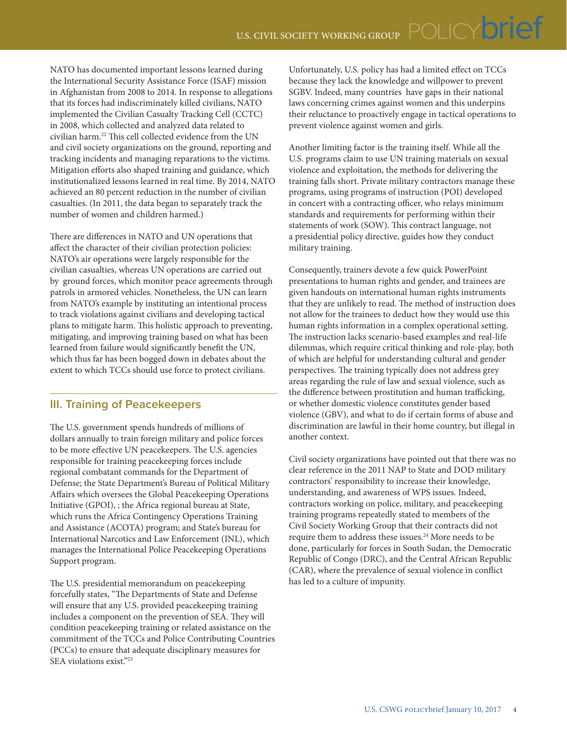NATO has documented important lessons learned during the International Security Assistance Force (ISAF) mission in Afghanistan from 2008 to 2014. In response to allegations that its forces had indiscriminately killed civilians, NATO implemented the Civilian Casualty Tracking Cell (CCTC) in 2008, which collected and analyzed data related to civilian harm.[22] This cell collected evidence from the UN and civil society organizations on the ground, reporting and tracking incidents and managing reparations to the victims. Mitigation efforts also shaped training and guidance, which institutionalized lessons learned in real time. By 2014, NATO achieved an 80 percent reduction in the number of civilian casualties. (In 2011, the data began to separately track the number of women and children harmed.)

There are differences in NATO and UN operations that affect the character of their civilian protection policies: NATO's air operations were largely responsible for the civilian casualties, whereas UN operations are carried out by ground forces, which monitor peace agreements through patrols in armored vehicles. Nonetheless, the UN can learn from NATO's example by instituting an intentional process to track violations against civilians and developing tactical plans to mitigate harm. This holistic approach to preventing, mitigating, and improving training based on what has been learned from failure would significantly benefit the UN, which thus far has been bogged down in debates about the extent to which TCCs should use force to protect civilians.

## III. Training of Peacekeepers

The U.S. government spends hundreds of millions of dollars annually to train foreign military and police forces to be more effective UN peacekeepers. The U.S. agencies responsible for training peacekeeping forces include regional combatant commands for the Department of Defense; the State Department's Bureau of Political Military Affairs which oversees the Global Peacekeeping Operations Initiative (GPOI), ; the Africa regional bureau at State, which runs the Africa Contingency Operations Training and Assistance (ACOTA) program; and State's bureau for International Narcotics and Law Enforcement (INL), which manages the International Police Peacekeeping Operations Support program.

The U.S. presidential memorandum on peacekeeping forcefully states, "The Departments of State and Defense will ensure that any U.S. provided peacekeeping training includes a component on the prevention of SEA. They will condition peacekeeping training or related assistance on the commitment of the TCCs and Police Contributing Countries (PCCs) to ensure that adequate disciplinary measures for SEA violations exist."[23]

Unfortunately, U.S. policy has had a limited effect on TCCs because they lack the knowledge and willpower to prevent SGBV. Indeed, many countries have gaps in their national laws concerning crimes against women and this underpins their reluctance to proactively engage in tactical operations to prevent violence against women and girls.

Another limiting factor is the training itself. While all the U.S. programs claim to use UN training materials on sexual violence and exploitation, the methods for delivering the training falls short. Private military contractors manage these programs, using programs of instruction (POI) developed in concert with a contracting officer, who relays minimum standards and requirements for performing within their statements of work (SOW). This contract language, not a presidential policy directive, guides how they conduct military training.

Consequently, trainers devote a few quick PowerPoint presentations to human rights and gender, and trainees are given handouts on international human rights instruments that they are unlikely to read. The method of instruction does not allow for the trainees to deduct how they would use this human rights information in a complex operational setting. The instruction lacks scenario-based examples and real-life dilemmas, which require critical thinking and role-play, both of which are helpful for understanding cultural and gender perspectives. The training typically does not address grey areas regarding the rule of law and sexual violence, such as the difference between prostitution and human trafficking, or whether domestic violence constitutes gender based violence (GBV), and what to do if certain forms of abuse and discrimination are lawful in their home country, but illegal in another context.

Civil society organizations have pointed out that there was no clear reference in the 2011 NAP to State and DOD military contractors' responsibility to increase their knowledge, understanding, and awareness of WPS issues. Indeed, contractors working on police, military, and peacekeeping training programs repeatedly stated to members of the Civil Society Working Group that their contracts did not require them to address these issues.[24] More needs to be done, particularly for forces in South Sudan, the Democratic Republic of Congo (DRC), and the Central African Republic (CAR), where the prevalence of sexual violence in conflict has led to a culture of impunity.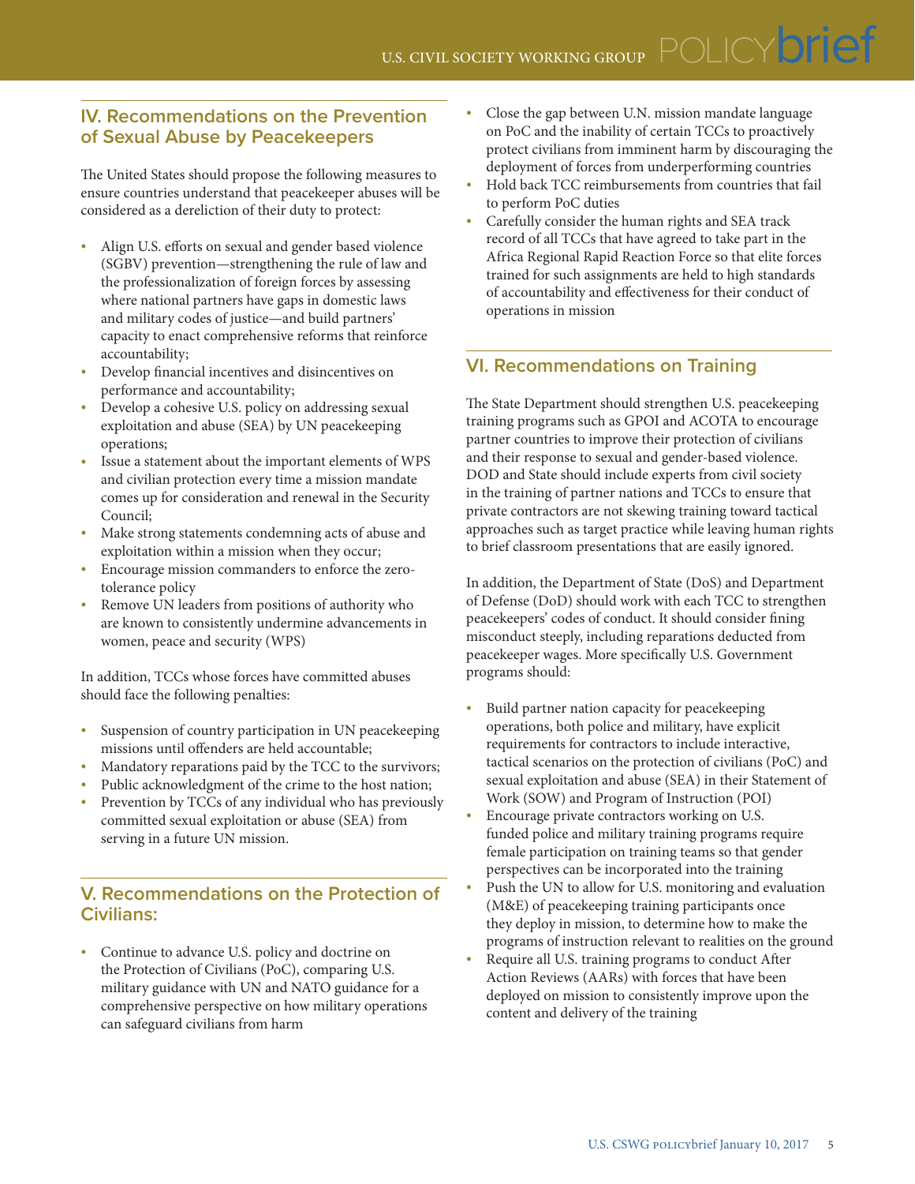## IV. Recommendations on the Prevention of Sexual Abuse by Peacekeepers

The United States should propose the following measures to ensure countries understand that peacekeeper abuses will be considered as a dereliction of their duty to protect:

- Align U.S. efforts on sexual and gender based violence (SGBV) prevention—strengthening the rule of law and the professionalization of foreign forces by assessing where national partners have gaps in domestic laws and military codes of justice—and build partners' capacity to enact comprehensive reforms that reinforce accountability;
- Develop financial incentives and disincentives on performance and accountability;
- Develop a cohesive U.S. policy on addressing sexual exploitation and abuse (SEA) by UN peacekeeping operations;
- Issue a statement about the important elements of WPS and civilian protection every time a mission mandate comes up for consideration and renewal in the Security Council;
- Make strong statements condemning acts of abuse and exploitation within a mission when they occur;
- Encourage mission commanders to enforce the zero-tolerance policy
- Remove UN leaders from positions of authority who are known to consistently undermine advancements in women, peace and security (WPS)

In addition, TCCs whose forces have committed abuses should face the following penalties:

- Suspension of country participation in UN peacekeeping missions until offenders are held accountable;
- Mandatory reparations paid by the TCC to the survivors;
- Public acknowledgment of the crime to the host nation;
- Prevention by TCCs of any individual who has previously committed sexual exploitation or abuse (SEA) from serving in a future UN mission.

## V. Recommendations on the Protection of Civilians:

- Continue to advance U.S. policy and doctrine on the Protection of Civilians (PoC), comparing U.S. military guidance with UN and NATO guidance for a comprehensive perspective on how military operations can safeguard civilians from harm
- Close the gap between U.N. mission mandate language on PoC and the inability of certain TCCs to proactively protect civilians from imminent harm by discouraging the deployment of forces from underperforming countries
- Hold back TCC reimbursements from countries that fail to perform PoC duties
- Carefully consider the human rights and SEA track record of all TCCs that have agreed to take part in the Africa Regional Rapid Reaction Force so that elite forces trained for such assignments are held to high standards of accountability and effectiveness for their conduct of operations in mission

## VI. Recommendations on Training

The State Department should strengthen U.S. peacekeeping training programs such as GPOI and ACOTA to encourage partner countries to improve their protection of civilians and their response to sexual and gender-based violence. DOD and State should include experts from civil society in the training of partner nations and TCCs to ensure that private contractors are not skewing training toward tactical approaches such as target practice while leaving human rights to brief classroom presentations that are easily ignored.

In addition, the Department of State (DoS) and Department of Defense (DoD) should work with each TCC to strengthen peacekeepers' codes of conduct. It should consider fining misconduct steeply, including reparations deducted from peacekeeper wages. More specifically U.S. Government programs should:

- Build partner nation capacity for peacekeeping operations, both police and military, have explicit requirements for contractors to include interactive, tactical scenarios on the protection of civilians (PoC) and sexual exploitation and abuse (SEA) in their Statement of Work (SOW) and Program of Instruction (POI)
- Encourage private contractors working on U.S. funded police and military training programs require female participation on training teams so that gender perspectives can be incorporated into the training
- Push the UN to allow for U.S. monitoring and evaluation (M&E) of peacekeeping training participants once they deploy in mission, to determine how to make the programs of instruction relevant to realities on the ground
- Require all U.S. training programs to conduct After Action Reviews (AARs) with forces that have been deployed on mission to consistently improve upon the content and delivery of the training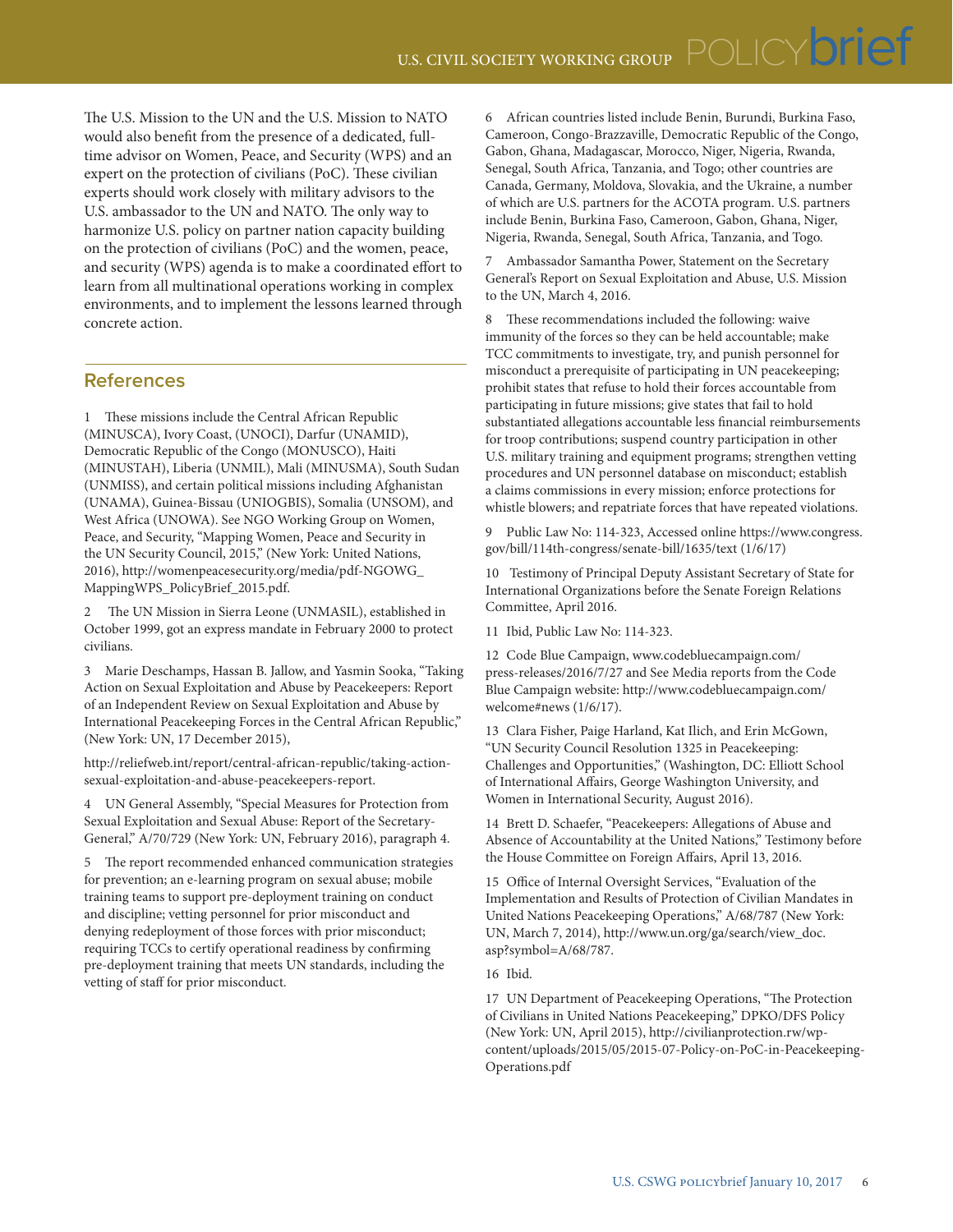The U.S. Mission to the UN and the U.S. Mission to NATO would also benefit from the presence of a dedicated, full-time advisor on Women, Peace, and Security (WPS) and an expert on the protection of civilians (PoC). These civilian experts should work closely with military advisors to the U.S. ambassador to the UN and NATO. The only way to harmonize U.S. policy on partner nation capacity building on the protection of civilians (PoC) and the women, peace, and security (WPS) agenda is to make a coordinated effort to learn from all multinational operations working in complex environments, and to implement the lessons learned through concrete action.

## References

1 These missions include the Central African Republic (MINUSCA), Ivory Coast, (UNOCI), Darfur (UNAMID), Democratic Republic of the Congo (MONUSCO), Haiti (MINUSTAH), Liberia (UNMIL), Mali (MINUSMA), South Sudan (UNMISS), and certain political missions including Afghanistan (UNAMA), Guinea-Bissau (UNIOGBIS), Somalia (UNSOM), and West Africa (UNOWA). See NGO Working Group on Women, Peace, and Security, "Mapping Women, Peace and Security in the UN Security Council, 2015," (New York: United Nations, 2016), http://womenpeacesecurity.org/media/pdf-NGOWG_MappingWPS_PolicyBrief_2015.pdf.

2 The UN Mission in Sierra Leone (UNMASIL), established in October 1999, got an express mandate in February 2000 to protect civilians.

3 Marie Deschamps, Hassan B. Jallow, and Yasmin Sooka, "Taking Action on Sexual Exploitation and Abuse by Peacekeepers: Report of an Independent Review on Sexual Exploitation and Abuse by International Peacekeeping Forces in the Central African Republic," (New York: UN, 17 December 2015),

http://reliefweb.int/report/central-african-republic/taking-action-sexual-exploitation-and-abuse-peacekeepers-report.

4 UN General Assembly, "Special Measures for Protection from Sexual Exploitation and Sexual Abuse: Report of the Secretary-General," A/70/729 (New York: UN, February 2016), paragraph 4.

5 The report recommended enhanced communication strategies for prevention; an e-learning program on sexual abuse; mobile training teams to support pre-deployment training on conduct and discipline; vetting personnel for prior misconduct and denying redeployment of those forces with prior misconduct; requiring TCCs to certify operational readiness by confirming pre-deployment training that meets UN standards, including the vetting of staff for prior misconduct.

6 African countries listed include Benin, Burundi, Burkina Faso, Cameroon, Congo-Brazzaville, Democratic Republic of the Congo, Gabon, Ghana, Madagascar, Morocco, Niger, Nigeria, Rwanda, Senegal, South Africa, Tanzania, and Togo; other countries are Canada, Germany, Moldova, Slovakia, and the Ukraine, a number of which are U.S. partners for the ACOTA program. U.S. partners include Benin, Burkina Faso, Cameroon, Gabon, Ghana, Niger, Nigeria, Rwanda, Senegal, South Africa, Tanzania, and Togo.

7 Ambassador Samantha Power, Statement on the Secretary General's Report on Sexual Exploitation and Abuse, U.S. Mission to the UN, March 4, 2016.

8 These recommendations included the following: waive immunity of the forces so they can be held accountable; make TCC commitments to investigate, try, and punish personnel for misconduct a prerequisite of participating in UN peacekeeping; prohibit states that refuse to hold their forces accountable from participating in future missions; give states that fail to hold substantiated allegations accountable less financial reimbursements for troop contributions; suspend country participation in other U.S. military training and equipment programs; strengthen vetting procedures and UN personnel database on misconduct; establish a claims commissions in every mission; enforce protections for whistle blowers; and repatriate forces that have repeated violations.

9 Public Law No: 114-323, Accessed online https://www.congress.gov/bill/114th-congress/senate-bill/1635/text (1/6/17)

10 Testimony of Principal Deputy Assistant Secretary of State for International Organizations before the Senate Foreign Relations Committee, April 2016.

11 Ibid, Public Law No: 114-323.

12 Code Blue Campaign, www.codebluecampaign.com/press-releases/2016/7/27 and See Media reports from the Code Blue Campaign website: http://www.codebluecampaign.com/welcome#news (1/6/17).

13 Clara Fisher, Paige Harland, Kat Ilich, and Erin McGown, "UN Security Council Resolution 1325 in Peacekeeping: Challenges and Opportunities," (Washington, DC: Elliott School of International Affairs, George Washington University, and Women in International Security, August 2016).

14 Brett D. Schaefer, "Peacekeepers: Allegations of Abuse and Absence of Accountability at the United Nations," Testimony before the House Committee on Foreign Affairs, April 13, 2016.

15 Office of Internal Oversight Services, "Evaluation of the Implementation and Results of Protection of Civilian Mandates in United Nations Peacekeeping Operations," A/68/787 (New York: UN, March 7, 2014), http://www.un.org/ga/search/view_doc.asp?symbol=A/68/787.

16 Ibid.

17 UN Department of Peacekeeping Operations, "The Protection of Civilians in United Nations Peacekeeping," DPKO/DFS Policy (New York: UN, April 2015), http://civilianprotection.rw/wp-content/uploads/2015/05/2015-07-Policy-on-PoC-in-Peacekeeping-Operations.pdf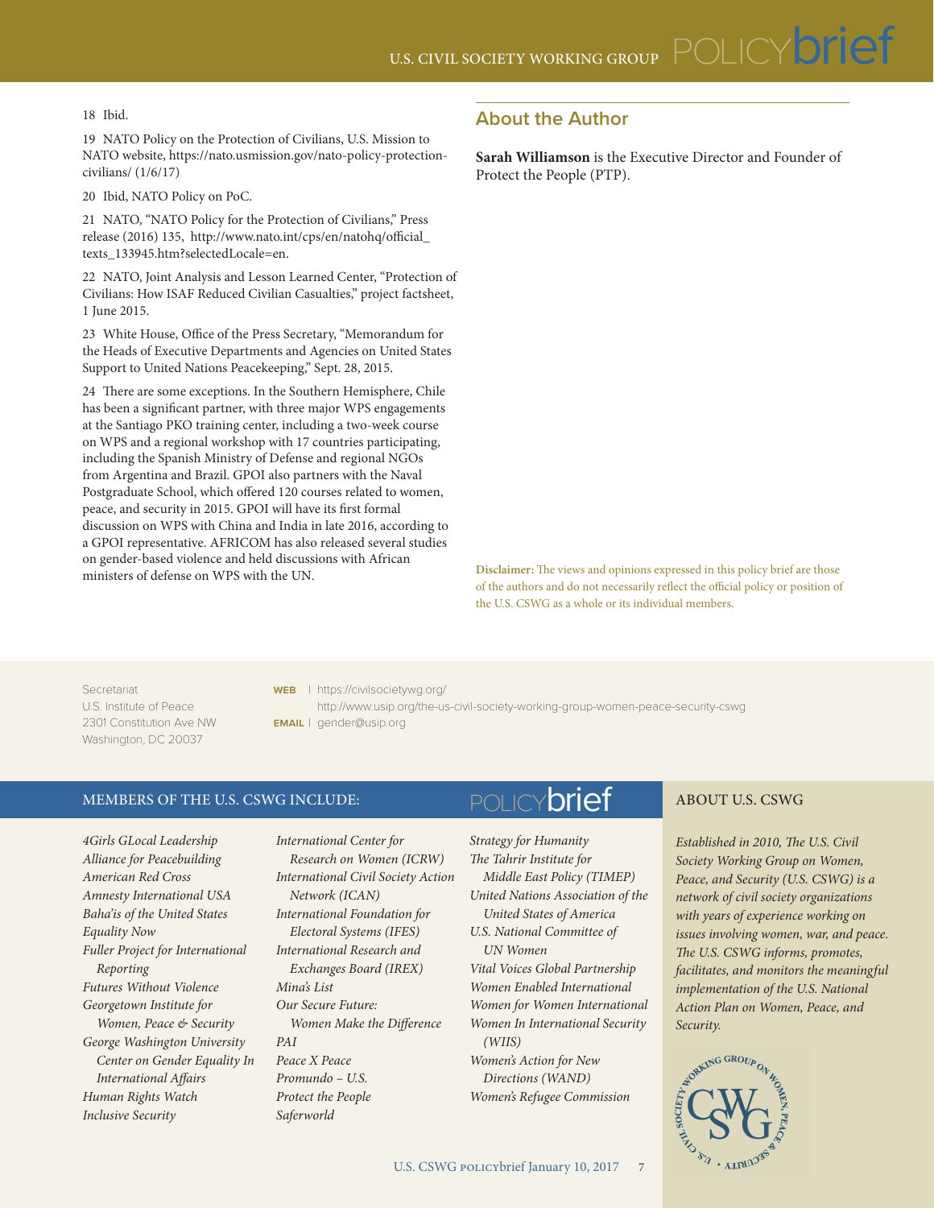18 Ibid.

19 NATO Policy on the Protection of Civilians, U.S. Mission to NATO website, https://nato.usmission.gov/nato-policy-protection-civilians/ (1/6/17)

20 Ibid, NATO Policy on PoC.

21 NATO, "NATO Policy for the Protection of Civilians," Press release (2016) 135, http://www.nato.int/cps/en/natohq/official_texts_133945.htm?selectedLocale=en.

22 NATO, Joint Analysis and Lesson Learned Center, "Protection of Civilians: How ISAF Reduced Civilian Casualties," project factsheet, 1 June 2015.

23 White House, Office of the Press Secretary, "Memorandum for the Heads of Executive Departments and Agencies on United States Support to United Nations Peacekeeping," Sept. 28, 2015.

24 There are some exceptions. In the Southern Hemisphere, Chile has been a significant partner, with three major WPS engagements at the Santiago PKO training center, including a two-week course on WPS and a regional workshop with 17 countries participating, including the Spanish Ministry of Defense and regional NGOs from Argentina and Brazil. GPOI also partners with the Naval Postgraduate School, which offered 120 courses related to women, peace, and security in 2015. GPOI will have its first formal discussion on WPS with China and India in late 2016, according to a GPOI representative. AFRICOM has also released several studies on gender-based violence and held discussions with African ministers of defense on WPS with the UN.

## About the Author

**Sarah Williamson** is the Executive Director and Founder of Protect the People (PTP).

**Disclaimer:** The views and opinions expressed in this policy brief are those of the authors and do not necessarily reflect the official policy or position of the U.S. CSWG as a whole or its individual members.

Secretariat
U.S. Institute of Peace
2301 Constitution Ave NW
Washington, DC 20037

**WEB** | https://civilsocietywg.org/
http://www.usip.org/the-us-civil-society-working-group-women-peace-security-cswg
**EMAIL** | gender@usip.org

## MEMBERS OF THE U.S. CSWG INCLUDE:

*4Girls GLocal Leadership*
*Alliance for Peacebuilding*
*American Red Cross*
*Amnesty International USA*
*Baha'is of the United States*
*Equality Now*
*Fuller Project for International Reporting*
*Futures Without Violence*
*Georgetown Institute for Women, Peace & Security*
*George Washington University Center on Gender Equality In International Affairs*
*Human Rights Watch*
*Inclusive Security*
*International Center for Research on Women (ICRW)*
*International Civil Society Action Network (ICAN)*
*International Foundation for Electoral Systems (IFES)*
*International Research and Exchanges Board (IREX)*
*Mina's List*
*Our Secure Future: Women Make the Difference*
*PAI*
*Peace X Peace*
*Promundo – U.S.*
*Protect the People*
*Saferworld*
*Strategy for Humanity*
*The Tahrir Institute for Middle East Policy (TIMEP)*
*United Nations Association of the United States of America*
*U.S. National Committee of UN Women*
*Vital Voices Global Partnership*
*Women Enabled International*
*Women for Women International*
*Women In International Security (WIIS)*
*Women's Action for New Directions (WAND)*
*Women's Refugee Commission*

## ABOUT U.S. CSWG

*Established in 2010, The U.S. Civil Society Working Group on Women, Peace, and Security (U.S. CSWG) is a network of civil society organizations with years of experience working on issues involving women, war, and peace. The U.S. CSWG informs, promotes, facilitates, and monitors the meaningful implementation of the U.S. National Action Plan on Women, Peace, and Security.*